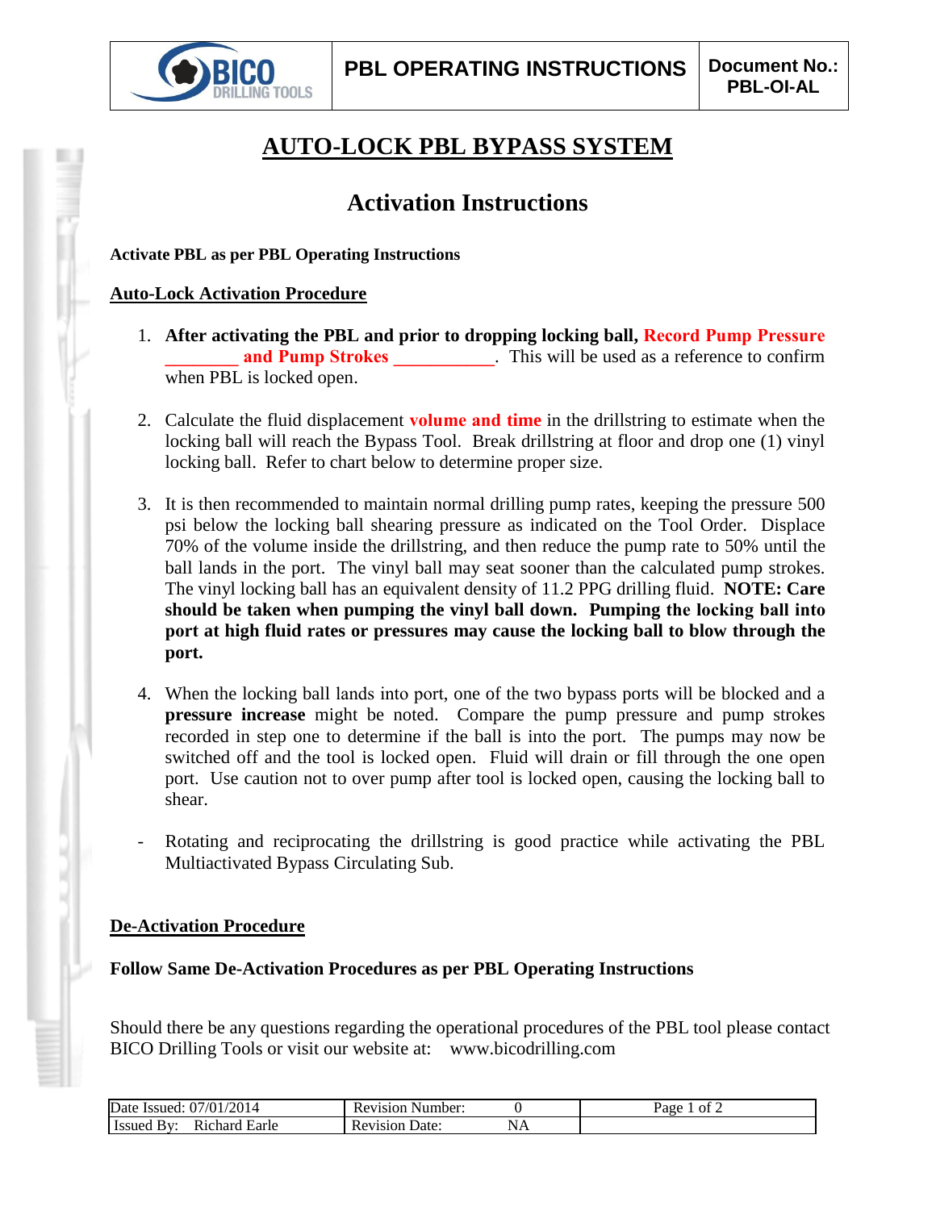# AUTO-LOCK PBL BYPASS SYSTEM

## Activation Instructions

**Activate PBL as per PBL Operating Instructions**

**Auto-Lock Activation Procedure**

1. **After activating the PBL and prior to dropping locking ball, Record Pump Pressure ________ and Pump Strokes ___________**. This will be used as a reference to confirm when PBL is locked open.

2. Calculate the fluid displacement **volume and time** in the drillstring to estimate when the locking ball will reach the Bypass Tool. Break drillstring at floor and drop one (1) vinyl locking ball. Refer to chart below to determine proper size.

3. It is then recommended to maintain normal drilling pump rates, keeping the pressure 500 psi below the locking ball shearing pressure as indicated on the Tool Order. Displace 70% of the volume inside the drillstring, and then reduce the pump rate to 50% until the ball lands in the port. The vinyl ball may seat sooner than the calculated pump strokes. The vinyl locking ball has an equivalent density of 11.2 PPG drilling fluid. **NOTE: Care should be taken when pumping the vinyl ball down. Pumping the locking ball into port at high fluid rates or pressures may cause the locking ball to blow through the port.**

4. When the locking ball lands into port, one of the two bypass ports will be blocked and a **pressure increase** might be noted. Compare the pump pressure and pump strokes recorded in step one to determine if the ball is into the port. The pumps may now be switched off and the tool is locked open. Fluid will drain or fill through the one open port. Use caution not to over pump after tool is locked open, causing the locking ball to shear.

- Rotating and reciprocating the drillstring is good practice while activating the PBL Multiactivated Bypass Circulating Sub.

**De-Activation Procedure**

**Follow Same De-Activation Procedures as per PBL Operating Instructions**

Should there be any questions regarding the operational procedures of the PBL tool please contact BICO Drilling Tools or visit our website at: www.bicodrilling.com

| Date Issued: 07/01/2014 | Revision Number: 0 |
|---|---|
| Issued By: Richard Earle | Revision Date: NA |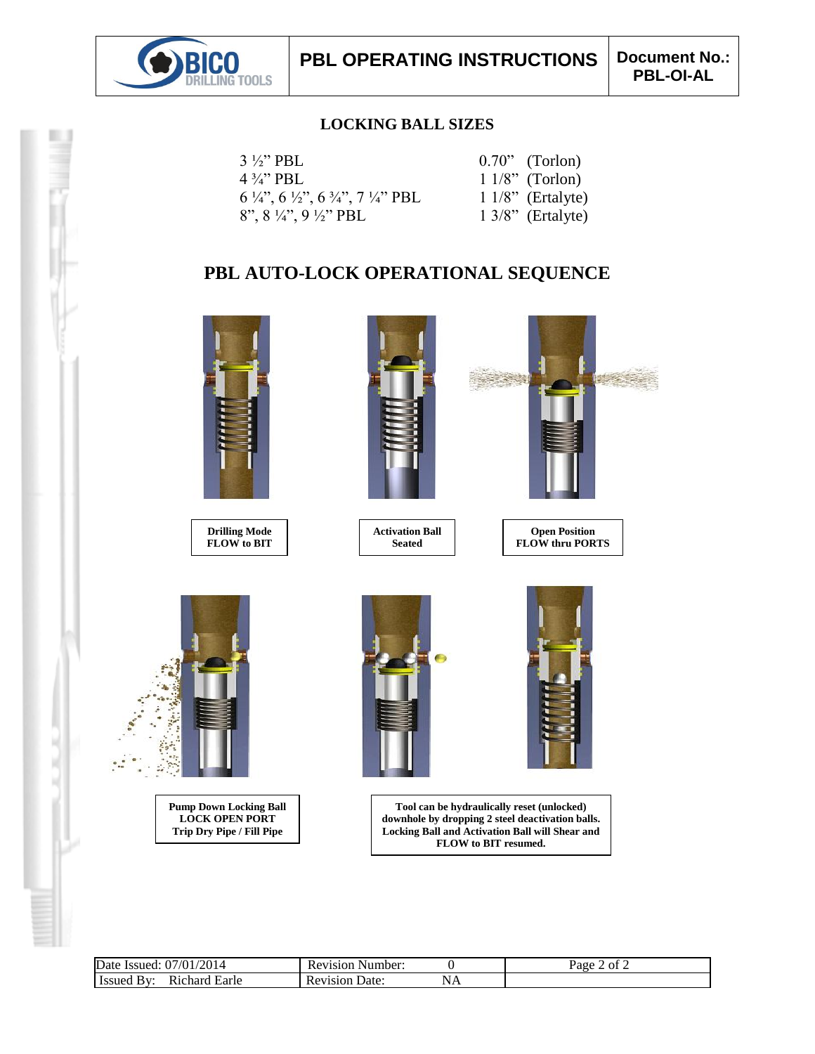## LOCKING BALL SIZES

| | |
|---|---|
| 3 ½" PBL | 0.70" (Torlon) |
| 4 ¾" PBL | 1 1/8" (Torlon) |
| 6 ¼", 6 ½", 6 ¾", 7 ¼" PBL | 1 1/8" (Ertalyte) |
| 8", 8 ¼", 9 ½" PBL | 1 3/8" (Ertalyte) |

## PBL AUTO-LOCK OPERATIONAL SEQUENCE

**Drilling Mode FLOW to BIT**

**Activation Ball Seated**

**Open Position FLOW thru PORTS**

**Pump Down Locking Ball LOCK OPEN PORT Trip Dry Pipe / Fill Pipe**

**Tool can be hydraulically reset (unlocked) downhole by dropping 2 steel deactivation balls. Locking Ball and Activation Ball will Shear and FLOW to BIT resumed.**

| | | | |
|---|---|---|---|
| Date Issued: 07/01/2014 | Revision Number: | 0 | |
| Issued By: Richard Earle | Revision Date: | NA | |